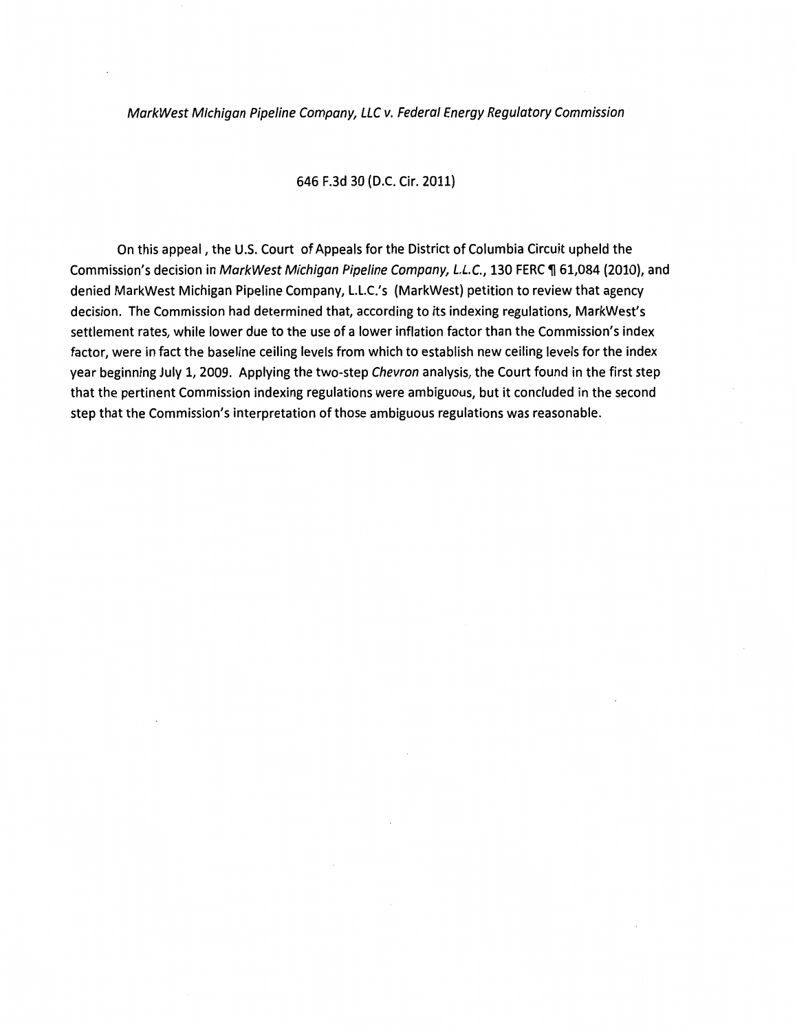*MarkWest Michigan Pipeline Company, LLC v. Federal Energy Regulatory Commission*

646 F.3d 30 (D.C. Cir. 2011)

On this appeal , the U.S. Court of Appeals for the District of Columbia Circuit upheld the Commission's decision in *MarkWest Michigan Pipeline Company, L.L.C.*, 130 FERC ¶ 61,084 (2010), and denied MarkWest Michigan Pipeline Company, L.L.C.'s (MarkWest) petition to review that agency decision. The Commission had determined that, according to its indexing regulations, MarkWest's settlement rates, while lower due to the use of a lower inflation factor than the Commission's index factor, were in fact the baseline ceiling levels from which to establish new ceiling levels for the index year beginning July 1, 2009. Applying the two-step *Chevron* analysis, the Court found in the first step that the pertinent Commission indexing regulations were ambiguous, but it concluded in the second step that the Commission's interpretation of those ambiguous regulations was reasonable.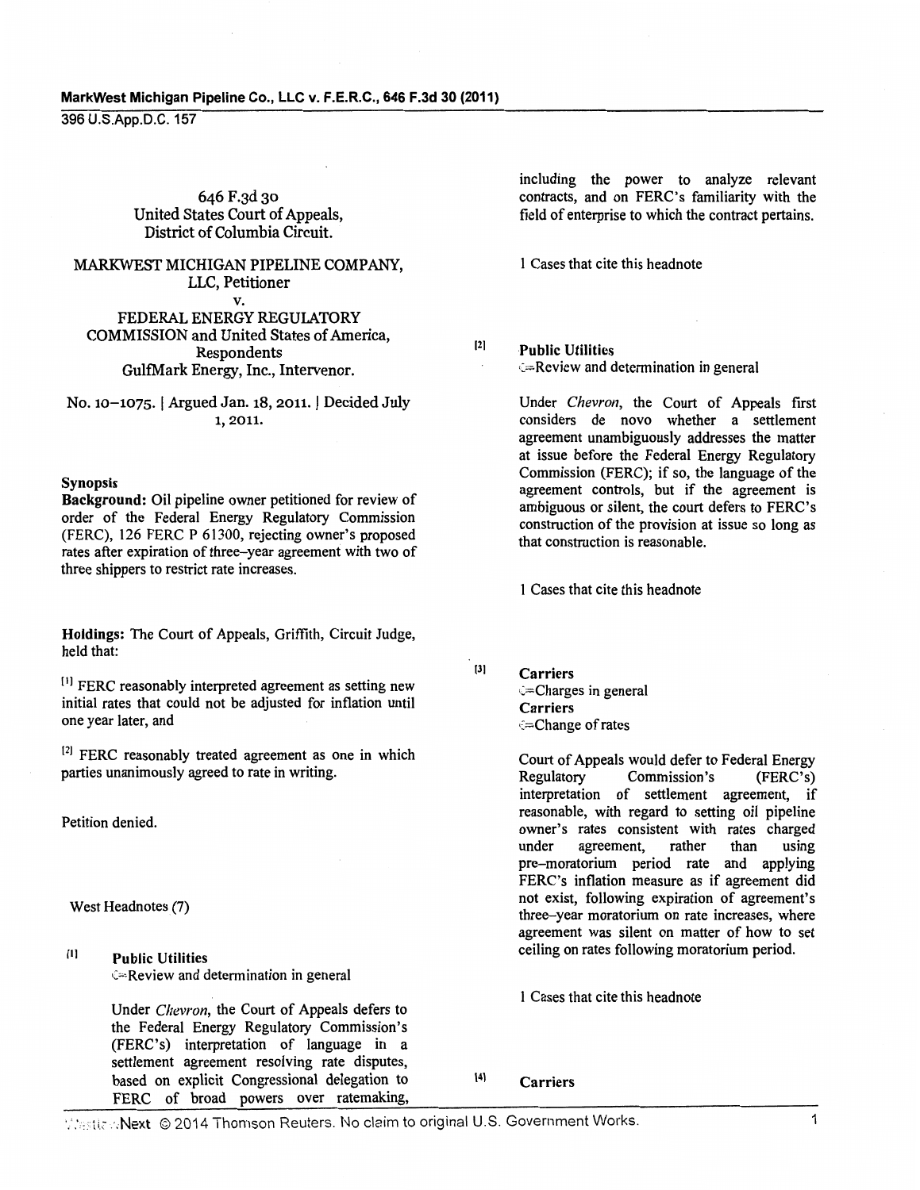646 F.3d 30
United States Court of Appeals,
District of Columbia Circuit.

MARKWEST MICHIGAN PIPELINE COMPANY, LLC, Petitioner
v.
FEDERAL ENERGY REGULATORY COMMISSION and United States of America, Respondents
GulfMark Energy, Inc., Intervenor.

No. 10–1075. | Argued Jan. 18, 2011. | Decided July 1, 2011.

### Synopsis

**Background:** Oil pipeline owner petitioned for review of order of the Federal Energy Regulatory Commission (FERC), 126 FERC P 61300, rejecting owner's proposed rates after expiration of three–year agreement with two of three shippers to restrict rate increases.

**Holdings:** The Court of Appeals, Griffith, Circuit Judge, held that:

[1] FERC reasonably interpreted agreement as setting new initial rates that could not be adjusted for inflation until one year later, and

[2] FERC reasonably treated agreement as one in which parties unanimously agreed to rate in writing.

Petition denied.

West Headnotes (7)

[1] **Public Utilities**
Review and determination in general

Under *Chevron*, the Court of Appeals defers to the Federal Energy Regulatory Commission's (FERC's) interpretation of language in a settlement agreement resolving rate disputes, based on explicit Congressional delegation to FERC of broad powers over ratemaking, including the power to analyze relevant contracts, and on FERC's familiarity with the field of enterprise to which the contract pertains.

1 Cases that cite this headnote

[2] **Public Utilities**
Review and determination in general

Under *Chevron*, the Court of Appeals first considers de novo whether a settlement agreement unambiguously addresses the matter at issue before the Federal Energy Regulatory Commission (FERC); if so, the language of the agreement controls, but if the agreement is ambiguous or silent, the court defers to FERC's construction of the provision at issue so long as that construction is reasonable.

1 Cases that cite this headnote

[3] **Carriers**
Charges in general
**Carriers**
Change of rates

Court of Appeals would defer to Federal Energy Regulatory Commission's (FERC's) interpretation of settlement agreement, if reasonable, with regard to setting oil pipeline owner's rates consistent with rates charged under agreement, rather than using pre–moratorium period rate and applying FERC's inflation measure as if agreement did not exist, following expiration of agreement's three–year moratorium on rate increases, where agreement was silent on matter of how to set ceiling on rates following moratorium period.

1 Cases that cite this headnote

[4] **Carriers**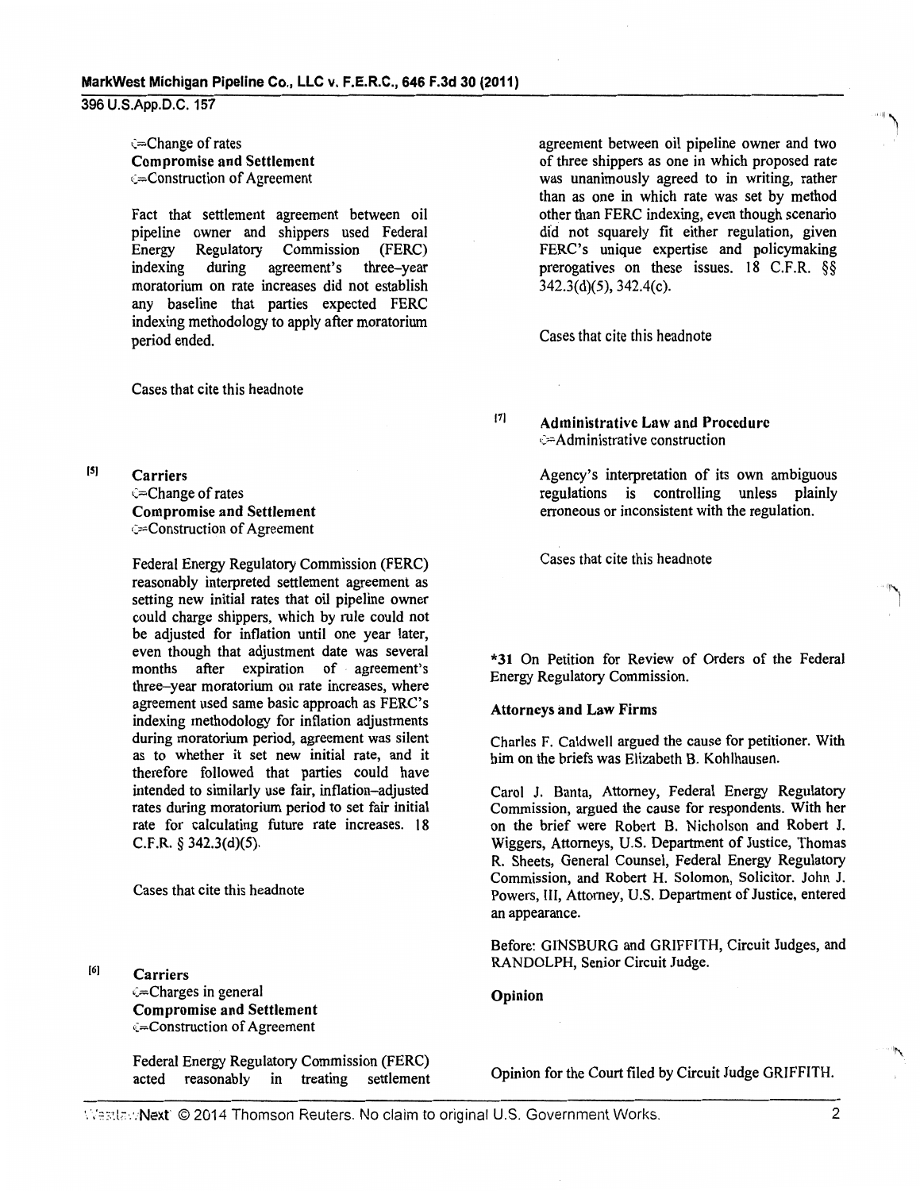⇐Change of rates
**Compromise and Settlement**
⇐Construction of Agreement

Fact that settlement agreement between oil pipeline owner and shippers used Federal Energy Regulatory Commission (FERC) indexing during agreement's three-year moratorium on rate increases did not establish any baseline that parties expected FERC indexing methodology to apply after moratorium period ended.

Cases that cite this headnote

[5] **Carriers**
⇐Change of rates
**Compromise and Settlement**
⇐Construction of Agreement

Federal Energy Regulatory Commission (FERC) reasonably interpreted settlement agreement as setting new initial rates that oil pipeline owner could charge shippers, which by rule could not be adjusted for inflation until one year later, even though that adjustment date was several months after expiration of agreement's three-year moratorium on rate increases, where agreement used same basic approach as FERC's indexing methodology for inflation adjustments during moratorium period, agreement was silent as to whether it set new initial rate, and it therefore followed that parties could have intended to similarly use fair, inflation-adjusted rates during moratorium period to set fair initial rate for calculating future rate increases. 18 C.F.R. § 342.3(d)(5).

Cases that cite this headnote

[6] **Carriers**
⇐Charges in general
**Compromise and Settlement**
⇐Construction of Agreement

Federal Energy Regulatory Commission (FERC) acted reasonably in treating settlement agreement between oil pipeline owner and two of three shippers as one in which proposed rate was unanimously agreed to in writing, rather than as one in which rate was set by method other than FERC indexing, even though scenario did not squarely fit either regulation, given FERC's unique expertise and policymaking prerogatives on these issues. 18 C.F.R. §§ 342.3(d)(5), 342.4(c).

Cases that cite this headnote

[7] **Administrative Law and Procedure**
⇐Administrative construction

Agency's interpretation of its own ambiguous regulations is controlling unless plainly erroneous or inconsistent with the regulation.

Cases that cite this headnote

*31 On Petition for Review of Orders of the Federal Energy Regulatory Commission.

**Attorneys and Law Firms**

Charles F. Caldwell argued the cause for petitioner. With him on the briefs was Elizabeth B. Kohlhausen.

Carol J. Banta, Attorney, Federal Energy Regulatory Commission, argued the cause for respondents. With her on the brief were Robert B. Nicholson and Robert J. Wiggers, Attorneys, U.S. Department of Justice, Thomas R. Sheets, General Counsel, Federal Energy Regulatory Commission, and Robert H. Solomon, Solicitor. John J. Powers, III, Attorney, U.S. Department of Justice, entered an appearance.

Before: GINSBURG and GRIFFITH, Circuit Judges, and RANDOLPH, Senior Circuit Judge.

**Opinion**

Opinion for the Court filed by Circuit Judge GRIFFITH.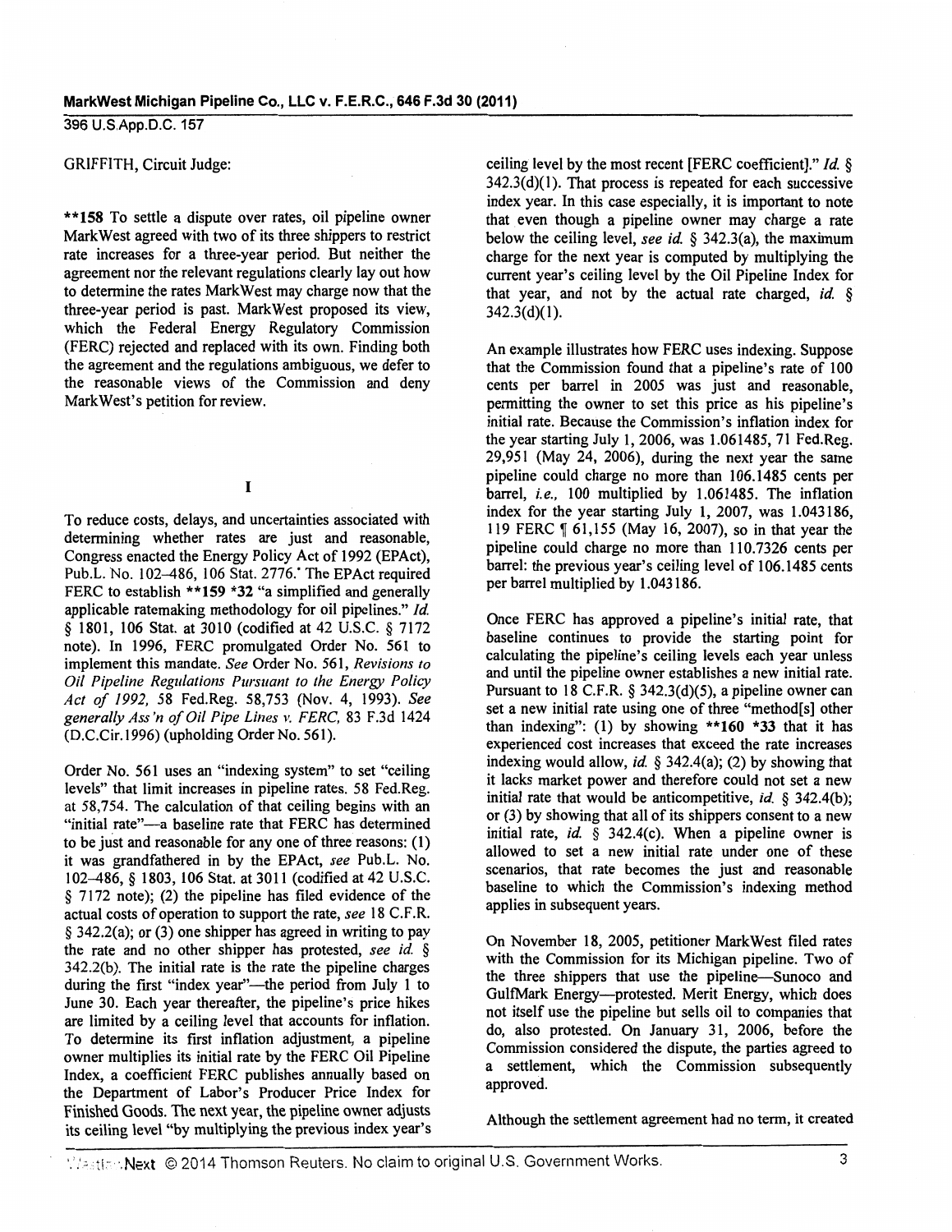GRIFFITH, Circuit Judge:

**158 To settle a dispute over rates, oil pipeline owner MarkWest agreed with two of its three shippers to restrict rate increases for a three-year period. But neither the agreement nor the relevant regulations clearly lay out how to determine the rates MarkWest may charge now that the three-year period is past. MarkWest proposed its view, which the Federal Energy Regulatory Commission (FERC) rejected and replaced with its own. Finding both the agreement and the regulations ambiguous, we defer to the reasonable views of the Commission and deny MarkWest's petition for review.

# I

To reduce costs, delays, and uncertainties associated with determining whether rates are just and reasonable, Congress enacted the Energy Policy Act of 1992 (EPAct), Pub.L. No. 102–486, 106 Stat. 2776.* The EPAct required FERC to establish **159 *32 "a simplified and generally applicable ratemaking methodology for oil pipelines." *Id.* § 1801, 106 Stat. at 3010 (codified at 42 U.S.C. § 7172 note). In 1996, FERC promulgated Order No. 561 to implement this mandate. *See* Order No. 561, *Revisions to Oil Pipeline Regulations Pursuant to the Energy Policy Act of 1992,* 58 Fed.Reg. 58,753 (Nov. 4, 1993). *See generally Ass'n of Oil Pipe Lines v. FERC,* 83 F.3d 1424 (D.C.Cir.1996) (upholding Order No. 561).

Order No. 561 uses an "indexing system" to set "ceiling levels" that limit increases in pipeline rates. 58 Fed.Reg. at 58,754. The calculation of that ceiling begins with an "initial rate"—a baseline rate that FERC has determined to be just and reasonable for any one of three reasons: (1) it was grandfathered in by the EPAct, *see* Pub.L. No. 102–486, § 1803, 106 Stat. at 3011 (codified at 42 U.S.C. § 7172 note); (2) the pipeline has filed evidence of the actual costs of operation to support the rate, *see* 18 C.F.R. § 342.2(a); or (3) one shipper has agreed in writing to pay the rate and no other shipper has protested, *see id.* § 342.2(b). The initial rate is the rate the pipeline charges during the first "index year"—the period from July 1 to June 30. Each year thereafter, the pipeline's price hikes are limited by a ceiling level that accounts for inflation. To determine its first inflation adjustment, a pipeline owner multiplies its initial rate by the FERC Oil Pipeline Index, a coefficient FERC publishes annually based on the Department of Labor's Producer Price Index for Finished Goods. The next year, the pipeline owner adjusts its ceiling level "by multiplying the previous index year's ceiling level by the most recent [FERC coefficient]." *Id.* § 342.3(d)(1). That process is repeated for each successive index year. In this case especially, it is important to note that even though a pipeline owner may charge a rate below the ceiling level, *see id.* § 342.3(a), the maximum charge for the next year is computed by multiplying the current year's ceiling level by the Oil Pipeline Index for that year, and not by the actual rate charged, *id.* § 342.3(d)(1).

An example illustrates how FERC uses indexing. Suppose that the Commission found that a pipeline's rate of 100 cents per barrel in 2005 was just and reasonable, permitting the owner to set this price as his pipeline's initial rate. Because the Commission's inflation index for the year starting July 1, 2006, was 1.061485, 71 Fed.Reg. 29,951 (May 24, 2006), during the next year the same pipeline could charge no more than 106.1485 cents per barrel, *i.e.,* 100 multiplied by 1.061485. The inflation index for the year starting July 1, 2007, was 1.043186, 119 FERC ¶ 61,155 (May 16, 2007), so in that year the pipeline could charge no more than 110.7326 cents per barrel: the previous year's ceiling level of 106.1485 cents per barrel multiplied by 1.043186.

Once FERC has approved a pipeline's initial rate, that baseline continues to provide the starting point for calculating the pipeline's ceiling levels each year unless and until the pipeline owner establishes a new initial rate. Pursuant to 18 C.F.R. § 342.3(d)(5), a pipeline owner can set a new initial rate using one of three "method[s] other than indexing": (1) by showing **160 *33 that it has experienced cost increases that exceed the rate increases indexing would allow, *id.* § 342.4(a); (2) by showing that it lacks market power and therefore could not set a new initial rate that would be anticompetitive, *id.* § 342.4(b); or (3) by showing that all of its shippers consent to a new initial rate, *id.* § 342.4(c). When a pipeline owner is allowed to set a new initial rate under one of these scenarios, that rate becomes the just and reasonable baseline to which the Commission's indexing method applies in subsequent years.

On November 18, 2005, petitioner MarkWest filed rates with the Commission for its Michigan pipeline. Two of the three shippers that use the pipeline—Sunoco and GulfMark Energy—protested. Merit Energy, which does not itself use the pipeline but sells oil to companies that do, also protested. On January 31, 2006, before the Commission considered the dispute, the parties agreed to a settlement, which the Commission subsequently approved.

Although the settlement agreement had no term, it created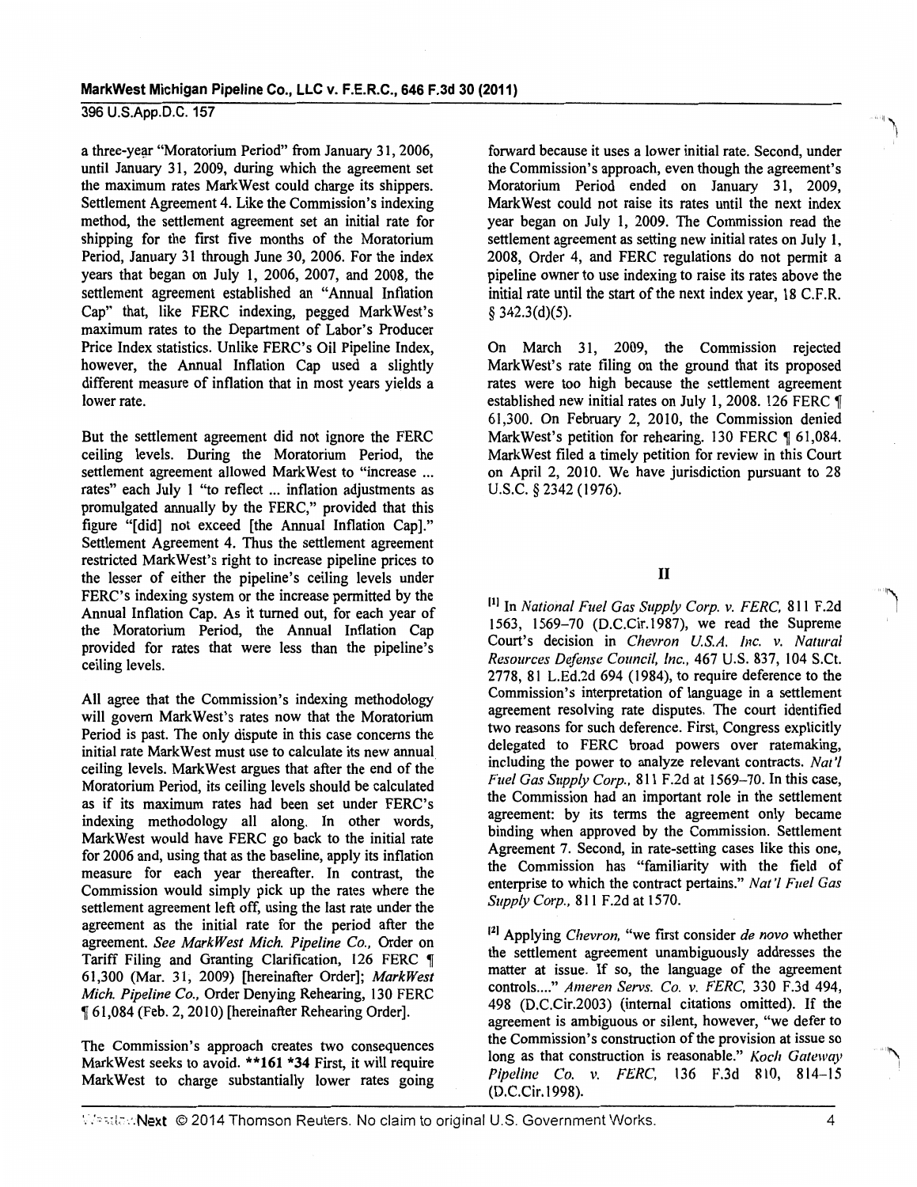a three-year "Moratorium Period" from January 31, 2006, until January 31, 2009, during which the agreement set the maximum rates MarkWest could charge its shippers. Settlement Agreement 4. Like the Commission's indexing method, the settlement agreement set an initial rate for shipping for the first five months of the Moratorium Period, January 31 through June 30, 2006. For the index years that began on July 1, 2006, 2007, and 2008, the settlement agreement established an "Annual Inflation Cap" that, like FERC indexing, pegged MarkWest's maximum rates to the Department of Labor's Producer Price Index statistics. Unlike FERC's Oil Pipeline Index, however, the Annual Inflation Cap used a slightly different measure of inflation that in most years yields a lower rate.

But the settlement agreement did not ignore the FERC ceiling levels. During the Moratorium Period, the settlement agreement allowed MarkWest to "increase ... rates" each July 1 "to reflect ... inflation adjustments as promulgated annually by the FERC," provided that this figure "[did] not exceed [the Annual Inflation Cap]." Settlement Agreement 4. Thus the settlement agreement restricted MarkWest's right to increase pipeline prices to the lesser of either the pipeline's ceiling levels under FERC's indexing system or the increase permitted by the Annual Inflation Cap. As it turned out, for each year of the Moratorium Period, the Annual Inflation Cap provided for rates that were less than the pipeline's ceiling levels.

All agree that the Commission's indexing methodology will govern MarkWest's rates now that the Moratorium Period is past. The only dispute in this case concerns the initial rate MarkWest must use to calculate its new annual ceiling levels. MarkWest argues that after the end of the Moratorium Period, its ceiling levels should be calculated as if its maximum rates had been set under FERC's indexing methodology all along. In other words, MarkWest would have FERC go back to the initial rate for 2006 and, using that as the baseline, apply its inflation measure for each year thereafter. In contrast, the Commission would simply pick up the rates where the settlement agreement left off, using the last rate under the agreement as the initial rate for the period after the agreement. *See MarkWest Mich. Pipeline Co.*, Order on Tariff Filing and Granting Clarification, 126 FERC ¶ 61,300 (Mar. 31, 2009) [hereinafter Order]; *MarkWest Mich. Pipeline Co.*, Order Denying Rehearing, 130 FERC ¶ 61,084 (Feb. 2, 2010) [hereinafter Rehearing Order].

The Commission's approach creates two consequences MarkWest seeks to avoid. **161 *34 First, it will require MarkWest to charge substantially lower rates going forward because it uses a lower initial rate. Second, under the Commission's approach, even though the agreement's Moratorium Period ended on January 31, 2009, MarkWest could not raise its rates until the next index year began on July 1, 2009. The Commission read the settlement agreement as setting new initial rates on July 1, 2008, Order 4, and FERC regulations do not permit a pipeline owner to use indexing to raise its rates above the initial rate until the start of the next index year, 18 C.F.R. § 342.3(d)(5).

On March 31, 2009, the Commission rejected MarkWest's rate filing on the ground that its proposed rates were too high because the settlement agreement established new initial rates on July 1, 2008. 126 FERC ¶ 61,300. On February 2, 2010, the Commission denied MarkWest's petition for rehearing. 130 FERC ¶ 61,084. MarkWest filed a timely petition for review in this Court on April 2, 2010. We have jurisdiction pursuant to 28 U.S.C. § 2342 (1976).

## II

[1] In *National Fuel Gas Supply Corp. v. FERC*, 811 F.2d 1563, 1569–70 (D.C.Cir.1987), we read the Supreme Court's decision in *Chevron U.S.A. Inc. v. Natural Resources Defense Council, Inc.*, 467 U.S. 837, 104 S.Ct. 2778, 81 L.Ed.2d 694 (1984), to require deference to the Commission's interpretation of language in a settlement agreement resolving rate disputes. The court identified two reasons for such deference. First, Congress explicitly delegated to FERC broad powers over ratemaking, including the power to analyze relevant contracts. *Nat'l Fuel Gas Supply Corp.*, 811 F.2d at 1569–70. In this case, the Commission had an important role in the settlement agreement: by its terms the agreement only became binding when approved by the Commission. Settlement Agreement 7. Second, in rate-setting cases like this one, the Commission has "familiarity with the field of enterprise to which the contract pertains." *Nat'l Fuel Gas Supply Corp.*, 811 F.2d at 1570.

[2] Applying *Chevron*, "we first consider *de novo* whether the settlement agreement unambiguously addresses the matter at issue. If so, the language of the agreement controls...." *Ameren Servs. Co. v. FERC*, 330 F.3d 494, 498 (D.C.Cir.2003) (internal citations omitted). If the agreement is ambiguous or silent, however, "we defer to the Commission's construction of the provision at issue so long as that construction is reasonable." *Koch Gateway Pipeline Co. v. FERC*, 136 F.3d 810, 814–15 (D.C.Cir.1998).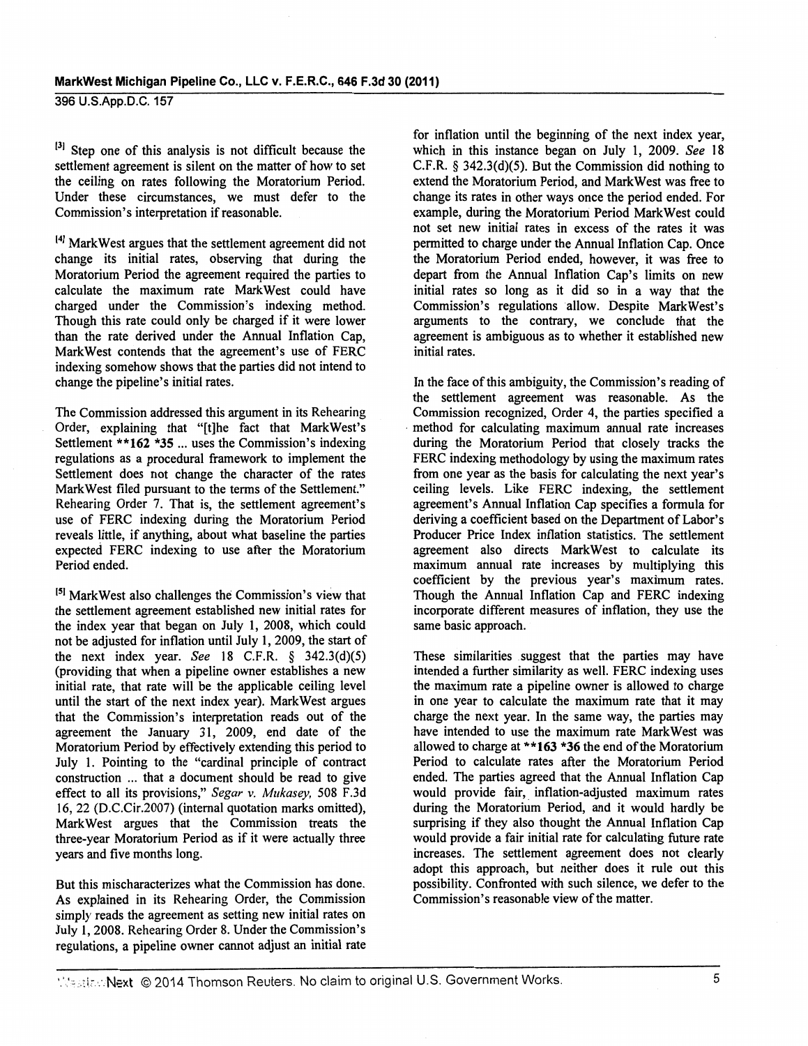[3] Step one of this analysis is not difficult because the settlement agreement is silent on the matter of how to set the ceiling on rates following the Moratorium Period. Under these circumstances, we must defer to the Commission's interpretation if reasonable.

[4] MarkWest argues that the settlement agreement did not change its initial rates, observing that during the Moratorium Period the agreement required the parties to calculate the maximum rate MarkWest could have charged under the Commission's indexing method. Though this rate could only be charged if it were lower than the rate derived under the Annual Inflation Cap, MarkWest contends that the agreement's use of FERC indexing somehow shows that the parties did not intend to change the pipeline's initial rates.

The Commission addressed this argument in its Rehearing Order, explaining that "[t]he fact that MarkWest's Settlement **162 *35 ... uses the Commission's indexing regulations as a procedural framework to implement the Settlement does not change the character of the rates MarkWest filed pursuant to the terms of the Settlement." Rehearing Order 7. That is, the settlement agreement's use of FERC indexing during the Moratorium Period reveals little, if anything, about what baseline the parties expected FERC indexing to use after the Moratorium Period ended.

[5] MarkWest also challenges the Commission's view that the settlement agreement established new initial rates for the index year that began on July 1, 2008, which could not be adjusted for inflation until July 1, 2009, the start of the next index year. *See* 18 C.F.R. § 342.3(d)(5) (providing that when a pipeline owner establishes a new initial rate, that rate will be the applicable ceiling level until the start of the next index year). MarkWest argues that the Commission's interpretation reads out of the agreement the January 31, 2009, end date of the Moratorium Period by effectively extending this period to July 1. Pointing to the "cardinal principle of contract construction ... that a document should be read to give effect to all its provisions," *Segar v. Mukasey*, 508 F.3d 16, 22 (D.C.Cir.2007) (internal quotation marks omitted), MarkWest argues that the Commission treats the three-year Moratorium Period as if it were actually three years and five months long.

But this mischaracterizes what the Commission has done. As explained in its Rehearing Order, the Commission simply reads the agreement as setting new initial rates on July 1, 2008. Rehearing Order 8. Under the Commission's regulations, a pipeline owner cannot adjust an initial rate for inflation until the beginning of the next index year, which in this instance began on July 1, 2009. *See* 18 C.F.R. § 342.3(d)(5). But the Commission did nothing to extend the Moratorium Period, and MarkWest was free to change its rates in other ways once the period ended. For example, during the Moratorium Period MarkWest could not set new initial rates in excess of the rates it was permitted to charge under the Annual Inflation Cap. Once the Moratorium Period ended, however, it was free to depart from the Annual Inflation Cap's limits on new initial rates so long as it did so in a way that the Commission's regulations allow. Despite MarkWest's arguments to the contrary, we conclude that the agreement is ambiguous as to whether it established new initial rates.

In the face of this ambiguity, the Commission's reading of the settlement agreement was reasonable. As the Commission recognized, Order 4, the parties specified a method for calculating maximum annual rate increases during the Moratorium Period that closely tracks the FERC indexing methodology by using the maximum rates from one year as the basis for calculating the next year's ceiling levels. Like FERC indexing, the settlement agreement's Annual Inflation Cap specifies a formula for deriving a coefficient based on the Department of Labor's Producer Price Index inflation statistics. The settlement agreement also directs MarkWest to calculate its maximum annual rate increases by multiplying this coefficient by the previous year's maximum rates. Though the Annual Inflation Cap and FERC indexing incorporate different measures of inflation, they use the same basic approach.

These similarities suggest that the parties may have intended a further similarity as well. FERC indexing uses the maximum rate a pipeline owner is allowed to charge in one year to calculate the maximum rate that it may charge the next year. In the same way, the parties may have intended to use the maximum rate MarkWest was allowed to charge at **163 *36 the end of the Moratorium Period to calculate rates after the Moratorium Period ended. The parties agreed that the Annual Inflation Cap would provide fair, inflation-adjusted maximum rates during the Moratorium Period, and it would hardly be surprising if they also thought the Annual Inflation Cap would provide a fair initial rate for calculating future rate increases. The settlement agreement does not clearly adopt this approach, but neither does it rule out this possibility. Confronted with such silence, we defer to the Commission's reasonable view of the matter.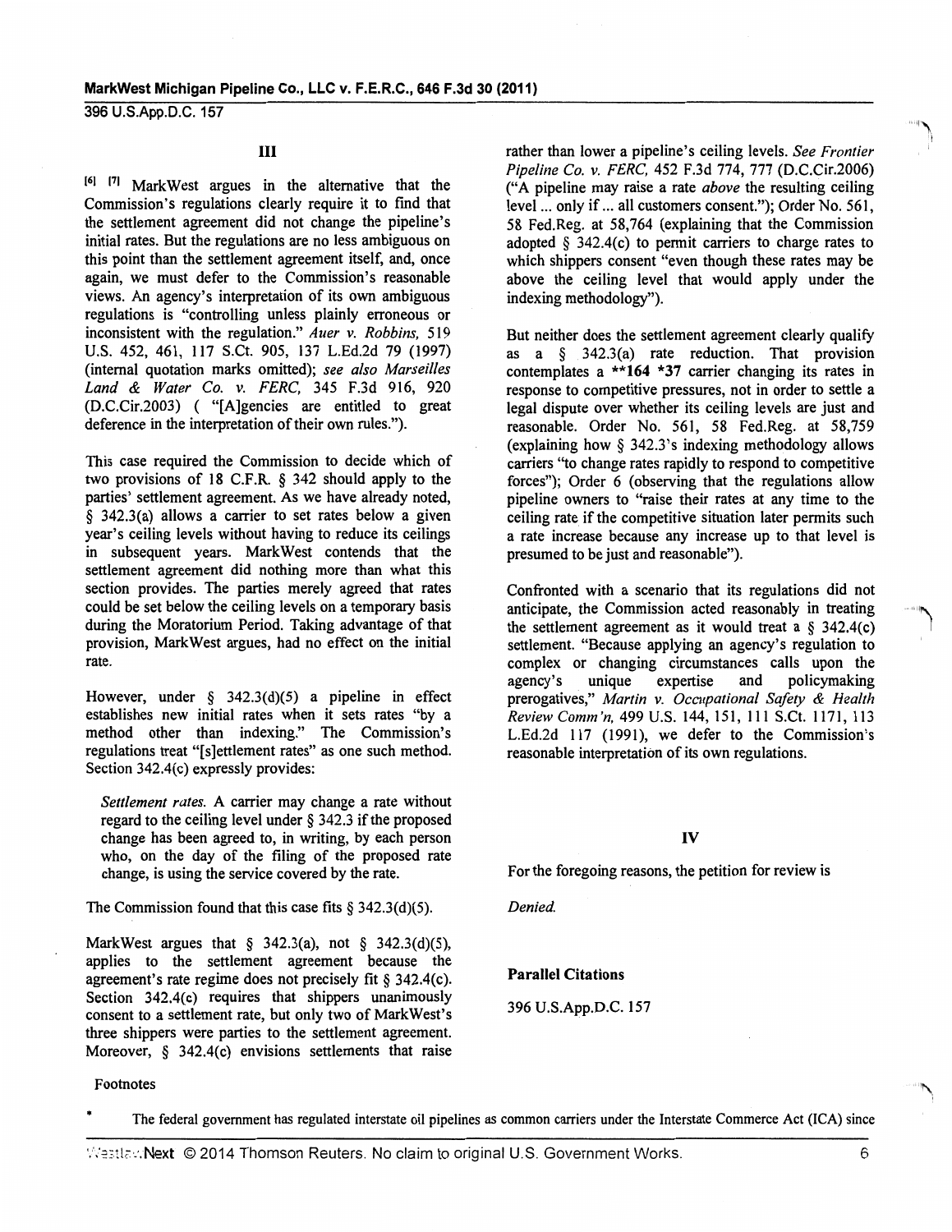## III

[6] [7] MarkWest argues in the alternative that the Commission's regulations clearly require it to find that the settlement agreement did not change the pipeline's initial rates. But the regulations are no less ambiguous on this point than the settlement agreement itself, and, once again, we must defer to the Commission's reasonable views. An agency's interpretation of its own ambiguous regulations is "controlling unless plainly erroneous or inconsistent with the regulation." *Auer v. Robbins,* 519 U.S. 452, 461, 117 S.Ct. 905, 137 L.Ed.2d 79 (1997) (internal quotation marks omitted); *see also Marseilles Land & Water Co. v. FERC,* 345 F.3d 916, 920 (D.C.Cir.2003) ( "[A]gencies are entitled to great deference in the interpretation of their own rules.").

This case required the Commission to decide which of two provisions of 18 C.F.R. § 342 should apply to the parties' settlement agreement. As we have already noted, § 342.3(a) allows a carrier to set rates below a given year's ceiling levels without having to reduce its ceilings in subsequent years. MarkWest contends that the settlement agreement did nothing more than what this section provides. The parties merely agreed that rates could be set below the ceiling levels on a temporary basis during the Moratorium Period. Taking advantage of that provision, MarkWest argues, had no effect on the initial rate.

However, under § 342.3(d)(5) a pipeline in effect establishes new initial rates when it sets rates "by a method other than indexing." The Commission's regulations treat "[s]ettlement rates" as one such method. Section 342.4(c) expressly provides:

> *Settlement rates.* A carrier may change a rate without regard to the ceiling level under § 342.3 if the proposed change has been agreed to, in writing, by each person who, on the day of the filing of the proposed rate change, is using the service covered by the rate.

The Commission found that this case fits § 342.3(d)(5).

MarkWest argues that § 342.3(a), not § 342.3(d)(5), applies to the settlement agreement because the agreement's rate regime does not precisely fit § 342.4(c). Section 342.4(c) requires that shippers unanimously consent to a settlement rate, but only two of MarkWest's three shippers were parties to the settlement agreement. Moreover, § 342.4(c) envisions settlements that raise rather than lower a pipeline's ceiling levels. *See Frontier Pipeline Co. v. FERC,* 452 F.3d 774, 777 (D.C.Cir.2006) ("A pipeline may raise a rate *above* the resulting ceiling level ... only if ... all customers consent."); Order No. 561, 58 Fed.Reg. at 58,764 (explaining that the Commission adopted § 342.4(c) to permit carriers to charge rates to which shippers consent "even though these rates may be above the ceiling level that would apply under the indexing methodology").

But neither does the settlement agreement clearly qualify as a § 342.3(a) rate reduction. That provision contemplates a **164 *37 carrier changing its rates in response to competitive pressures, not in order to settle a legal dispute over whether its ceiling levels are just and reasonable. Order No. 561, 58 Fed.Reg. at 58,759 (explaining how § 342.3's indexing methodology allows carriers "to change rates rapidly to respond to competitive forces"); Order 6 (observing that the regulations allow pipeline owners to "raise their rates at any time to the ceiling rate if the competitive situation later permits such a rate increase because any increase up to that level is presumed to be just and reasonable").

Confronted with a scenario that its regulations did not anticipate, the Commission acted reasonably in treating the settlement agreement as it would treat a § 342.4(c) settlement. "Because applying an agency's regulation to complex or changing circumstances calls upon the agency's unique expertise and policymaking prerogatives," *Martin v. Occupational Safety & Health Review Comm'n,* 499 U.S. 144, 151, 111 S.Ct. 1171, 113 L.Ed.2d 117 (1991), we defer to the Commission's reasonable interpretation of its own regulations.

## IV

For the foregoing reasons, the petition for review is

*Denied.*

**Parallel Citations**

396 U.S.App.D.C. 157

Footnotes

\* The federal government has regulated interstate oil pipelines as common carriers under the Interstate Commerce Act (ICA) since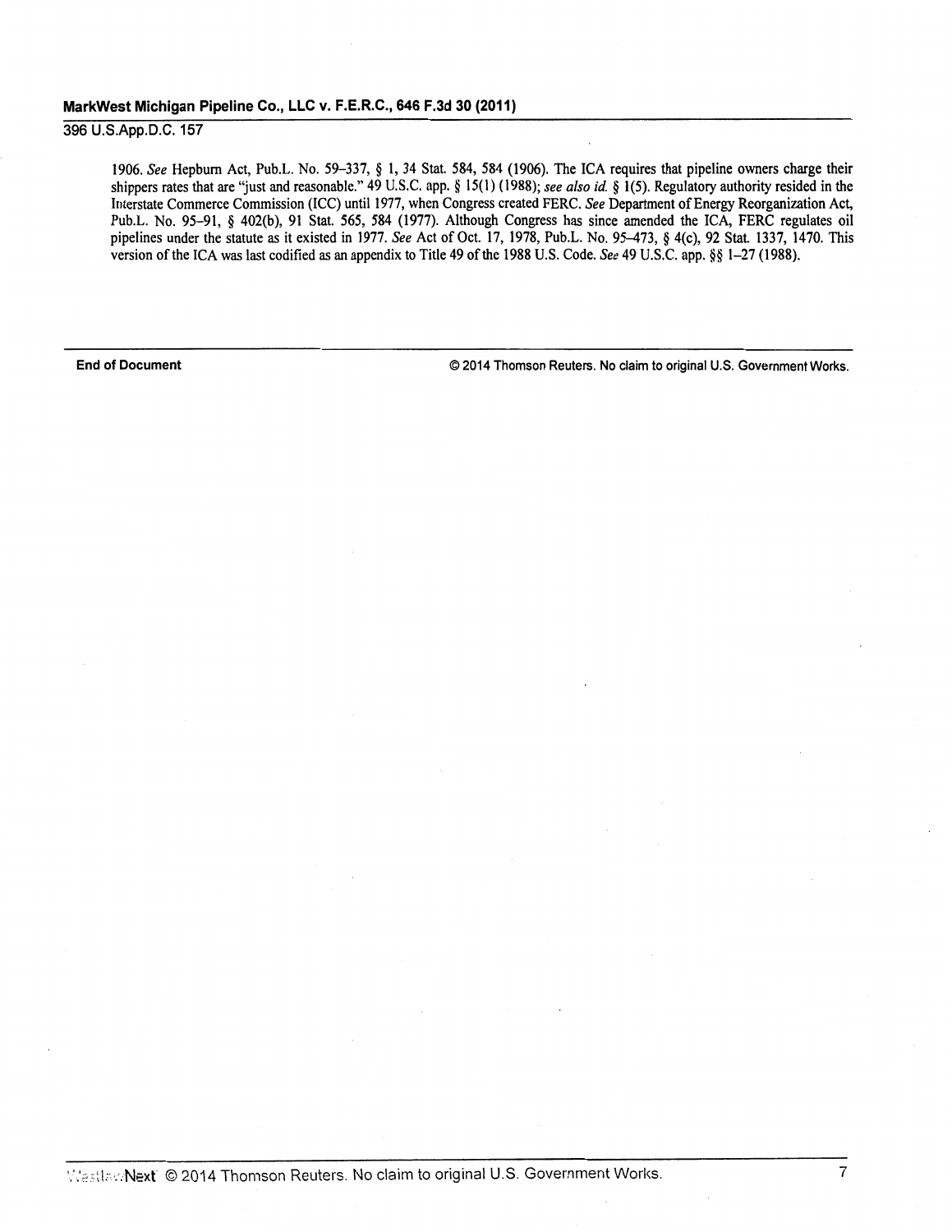1906. *See* Hepburn Act, Pub.L. No. 59–337, § 1, 34 Stat. 584, 584 (1906). The ICA requires that pipeline owners charge their shippers rates that are "just and reasonable." 49 U.S.C. app. § 15(1) (1988); *see also id.* § 1(5). Regulatory authority resided in the Interstate Commerce Commission (ICC) until 1977, when Congress created FERC. *See* Department of Energy Reorganization Act, Pub.L. No. 95–91, § 402(b), 91 Stat. 565, 584 (1977). Although Congress has since amended the ICA, FERC regulates oil pipelines under the statute as it existed in 1977. *See* Act of Oct. 17, 1978, Pub.L. No. 95–473, § 4(c), 92 Stat. 1337, 1470. This version of the ICA was last codified as an appendix to Title 49 of the 1988 U.S. Code. *See* 49 U.S.C. app. §§ 1–27 (1988).

**End of Document** © 2014 Thomson Reuters. No claim to original U.S. Government Works.